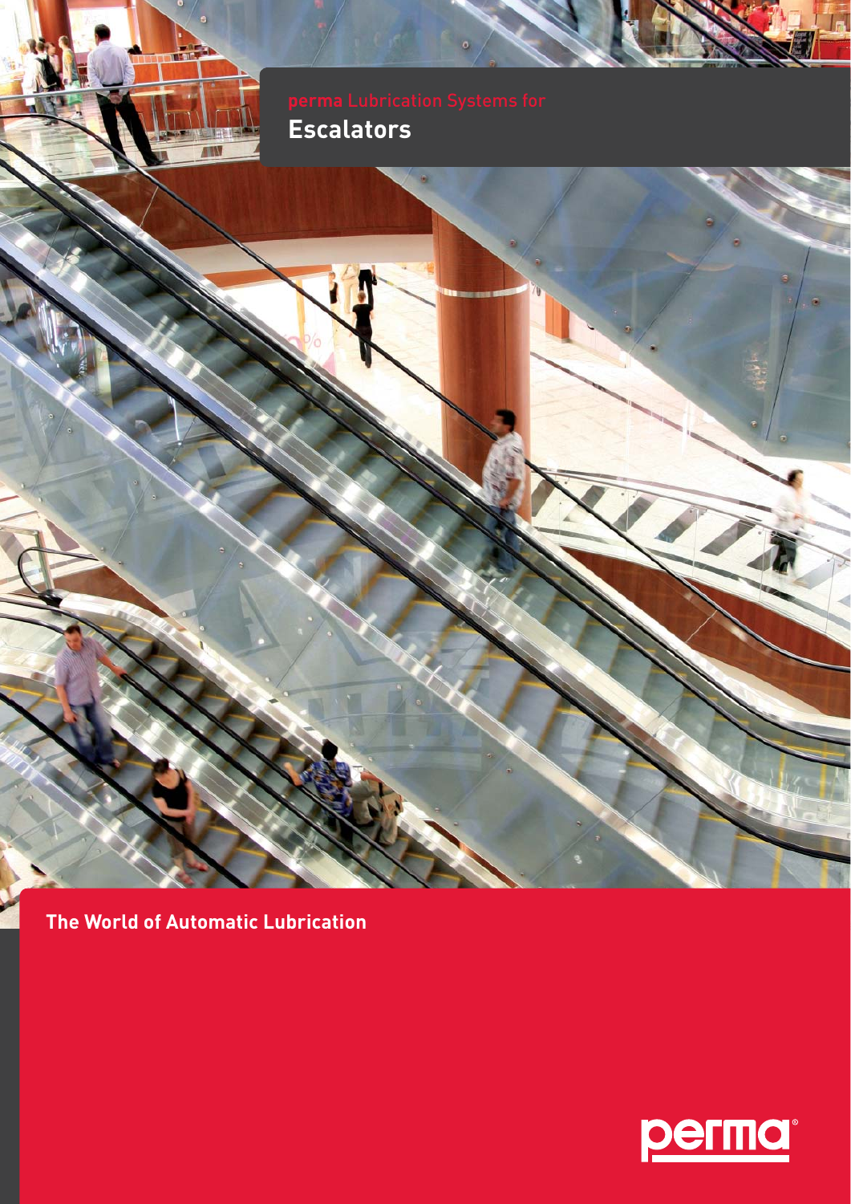perma Lubrication Systems for

# Escalators

The World of Automatic Lubrication

perma®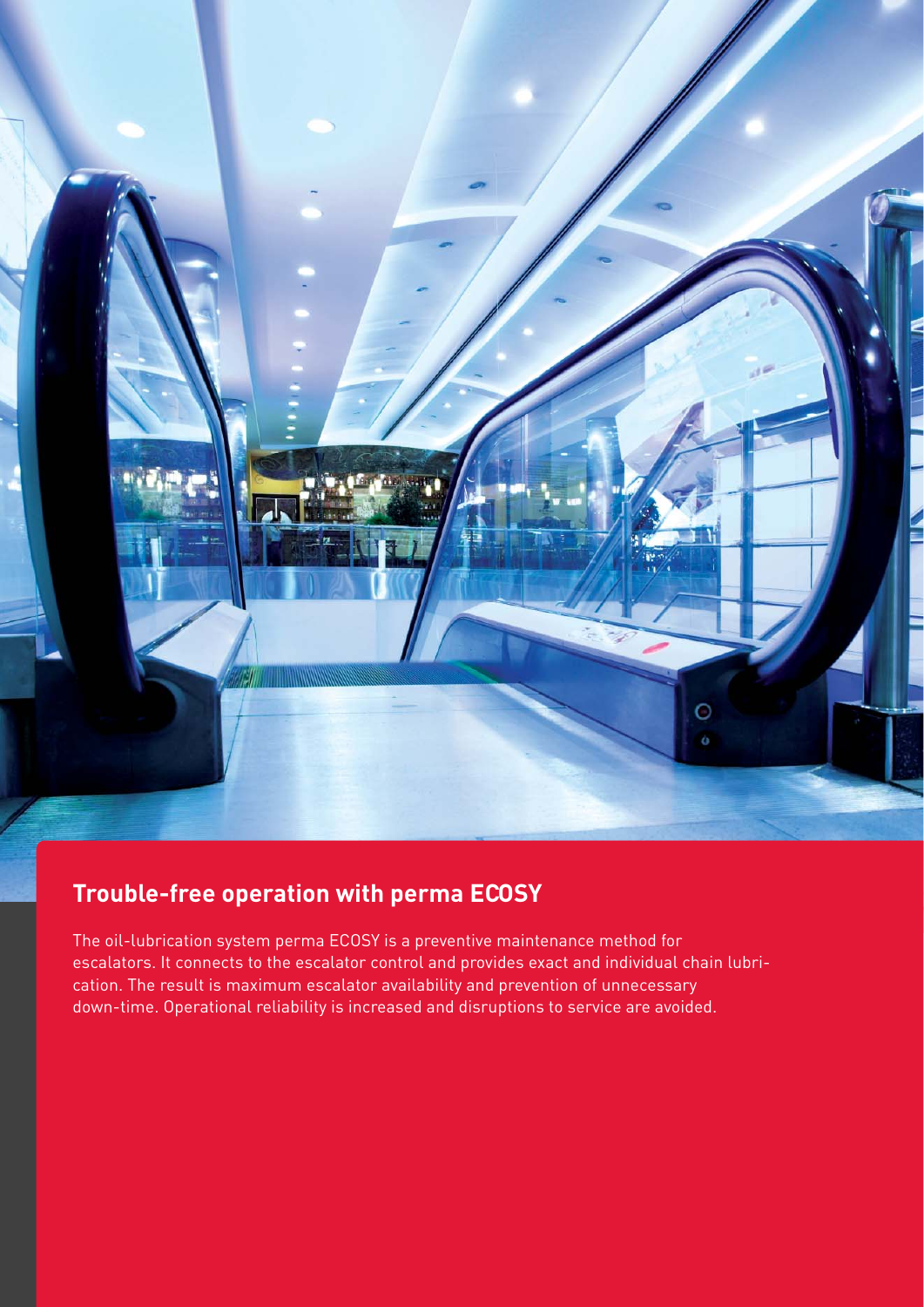## Trouble-free operation with perma ECOSY

The oil-lubrication system perma ECOSY is a preventive maintenance method for escalators. It connects to the escalator control and provides exact and individual chain lubrication. The result is maximum escalator availability and prevention of unnecessary down-time. Operational reliability is increased and disruptions to service are avoided.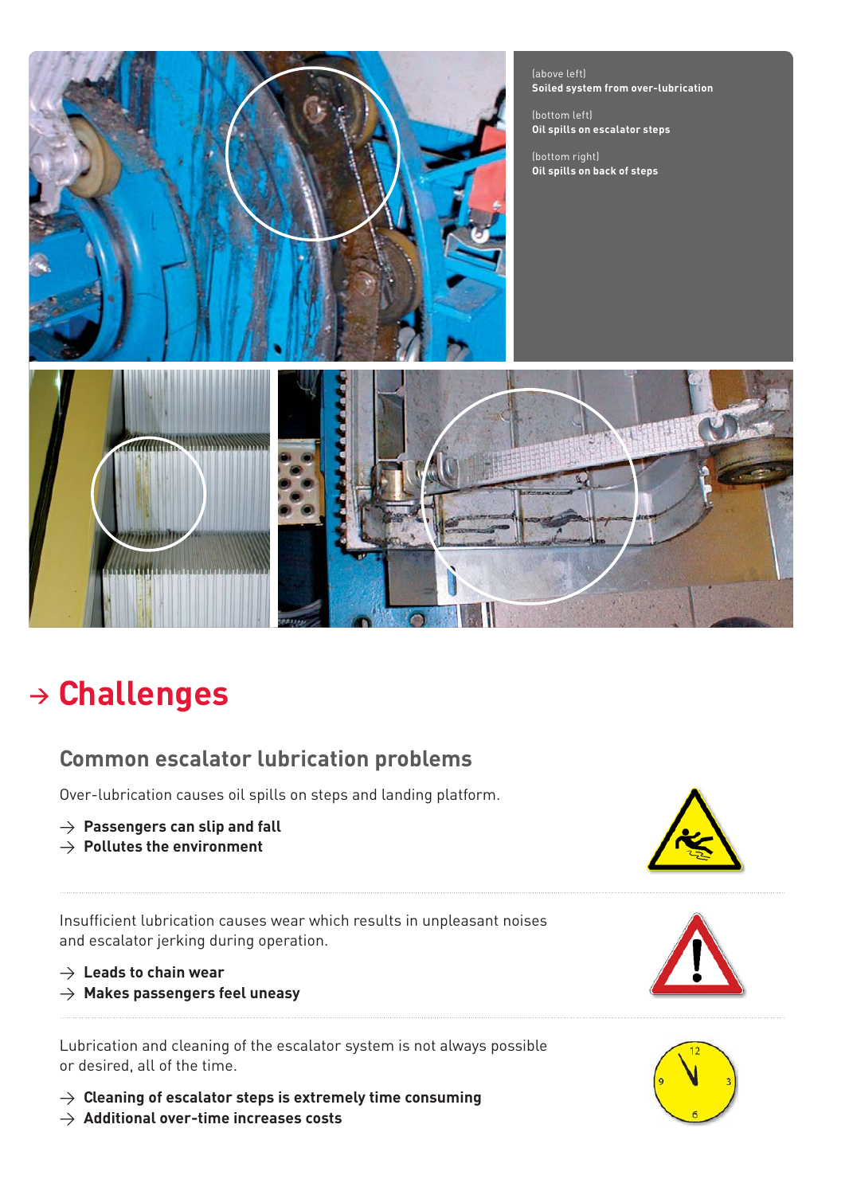(above left)
**Soiled system from over-lubrication**

(bottom left)
**Oil spills on escalator steps**

(bottom right)
**Oil spills on back of steps**

# → Challenges

## Common escalator lubrication problems

Over-lubrication causes oil spills on steps and landing platform.

→ **Passengers can slip and fall**
→ **Pollutes the environment**

Insufficient lubrication causes wear which results in unpleasant noises and escalator jerking during operation.

→ **Leads to chain wear**
→ **Makes passengers feel uneasy**

Lubrication and cleaning of the escalator system is not always possible or desired, all of the time.

→ **Cleaning of escalator steps is extremely time consuming**
→ **Additional over-time increases costs**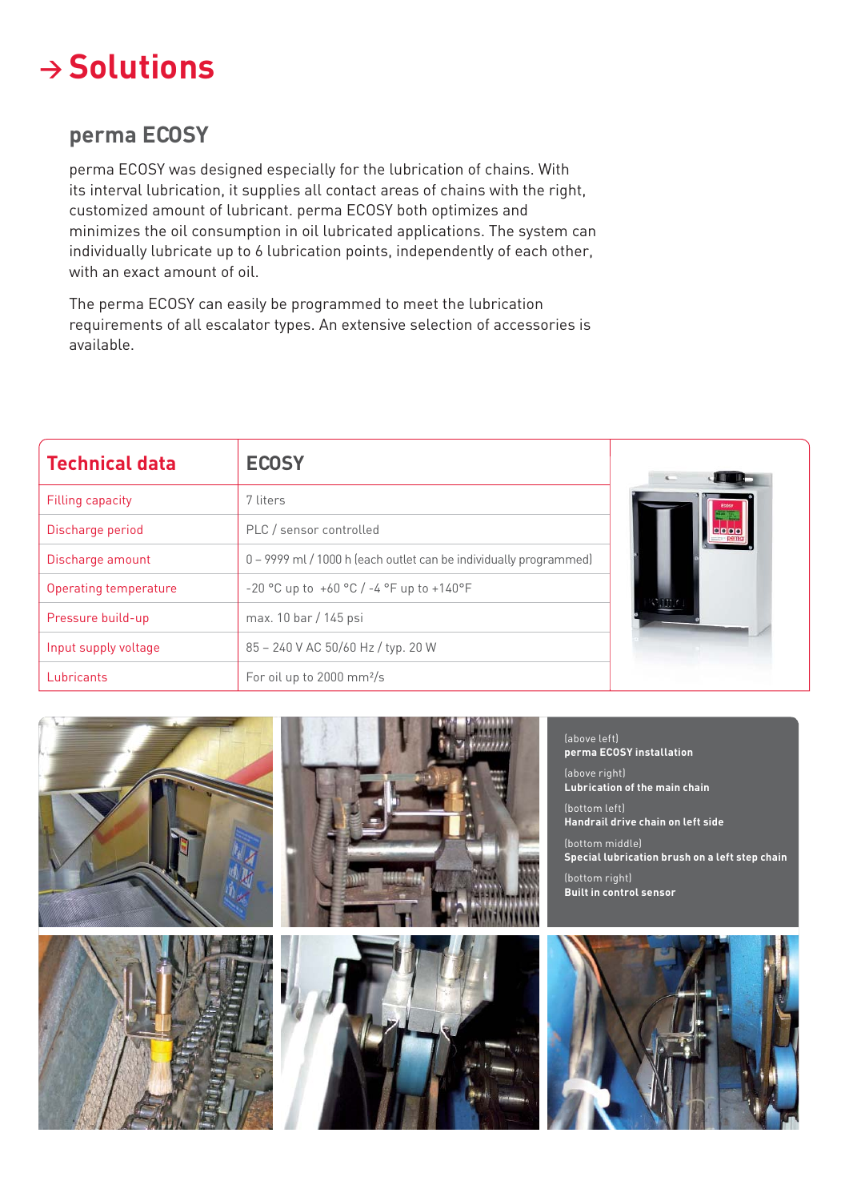# → Solutions

## perma ECOSY

perma ECOSY was designed especially for the lubrication of chains. With its interval lubrication, it supplies all contact areas of chains with the right, customized amount of lubricant. perma ECOSY both optimizes and minimizes the oil consumption in oil lubricated applications. The system can individually lubricate up to 6 lubrication points, independently of each other, with an exact amount of oil.

The perma ECOSY can easily be programmed to meet the lubrication requirements of all escalator types. An extensive selection of accessories is available.

| Technical data | ECOSY |
|---|---|
| Filling capacity | 7 liters |
| Discharge period | PLC / sensor controlled |
| Discharge amount | 0 – 9999 ml / 1000 h (each outlet can be individually programmed) |
| Operating temperature | -20 °C up to +60 °C / -4 °F up to +140°F |
| Pressure build-up | max. 10 bar / 145 psi |
| Input supply voltage | 85 – 240 V AC 50/60 Hz / typ. 20 W |
| Lubricants | For oil up to 2000 mm²/s |

(above left)
**perma ECOSY installation**

(above right)
**Lubrication of the main chain**

(bottom left)
**Handrail drive chain on left side**

(bottom middle)
**Special lubrication brush on a left step chain**

(bottom right)
**Built in control sensor**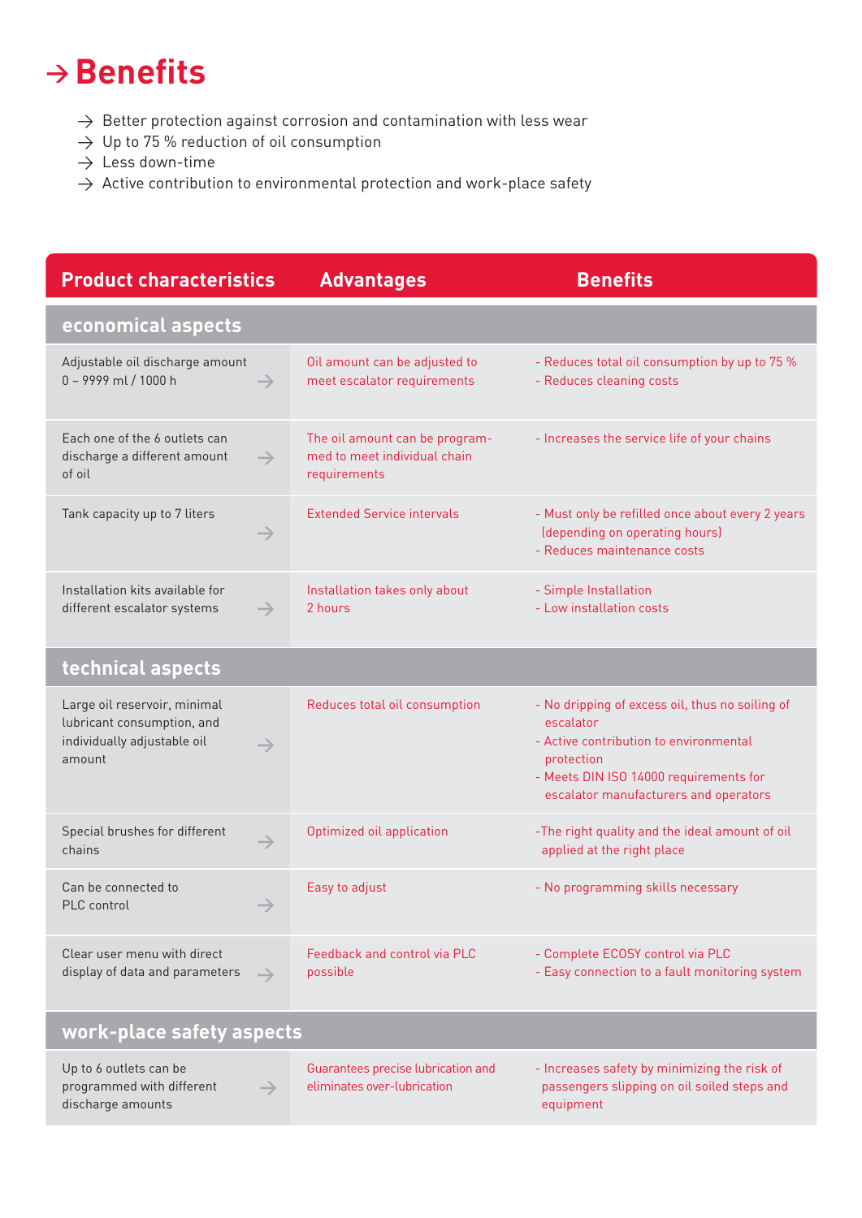# → Benefits

- → Better protection against corrosion and contamination with less wear
- → Up to 75 % reduction of oil consumption
- → Less down-time
- → Active contribution to environmental protection and work-place safety

| Product characteristics | Advantages | Benefits |
|---|---|---|
| **economical aspects** | | |
| Adjustable oil discharge amount 0 – 9999 ml / 1000 h → | Oil amount can be adjusted to meet escalator requirements | - Reduces total oil consumption by up to 75 %<br>- Reduces cleaning costs |
| Each one of the 6 outlets can discharge a different amount of oil → | The oil amount can be programmed to meet individual chain requirements | - Increases the service life of your chains |
| Tank capacity up to 7 liters → | Extended Service intervals | - Must only be refilled once about every 2 years (depending on operating hours)<br>- Reduces maintenance costs |
| Installation kits available for different escalator systems → | Installation takes only about 2 hours | - Simple Installation<br>- Low installation costs |
| **technical aspects** | | |
| Large oil reservoir, minimal lubricant consumption, and individually adjustable oil amount → | Reduces total oil consumption | - No dripping of excess oil, thus no soiling of escalator<br>- Active contribution to environmental protection<br>- Meets DIN ISO 14000 requirements for escalator manufacturers and operators |
| Special brushes for different chains → | Optimized oil application | -The right quality and the ideal amount of oil applied at the right place |
| Can be connected to PLC control → | Easy to adjust | - No programming skills necessary |
| Clear user menu with direct display of data and parameters → | Feedback and control via PLC possible | - Complete ECOSY control via PLC<br>- Easy connection to a fault monitoring system |
| **work-place safety aspects** | | |
| Up to 6 outlets can be programmed with different discharge amounts → | Guarantees precise lubrication and eliminates over-lubrication | - Increases safety by minimizing the risk of passengers slipping on oil soiled steps and equipment |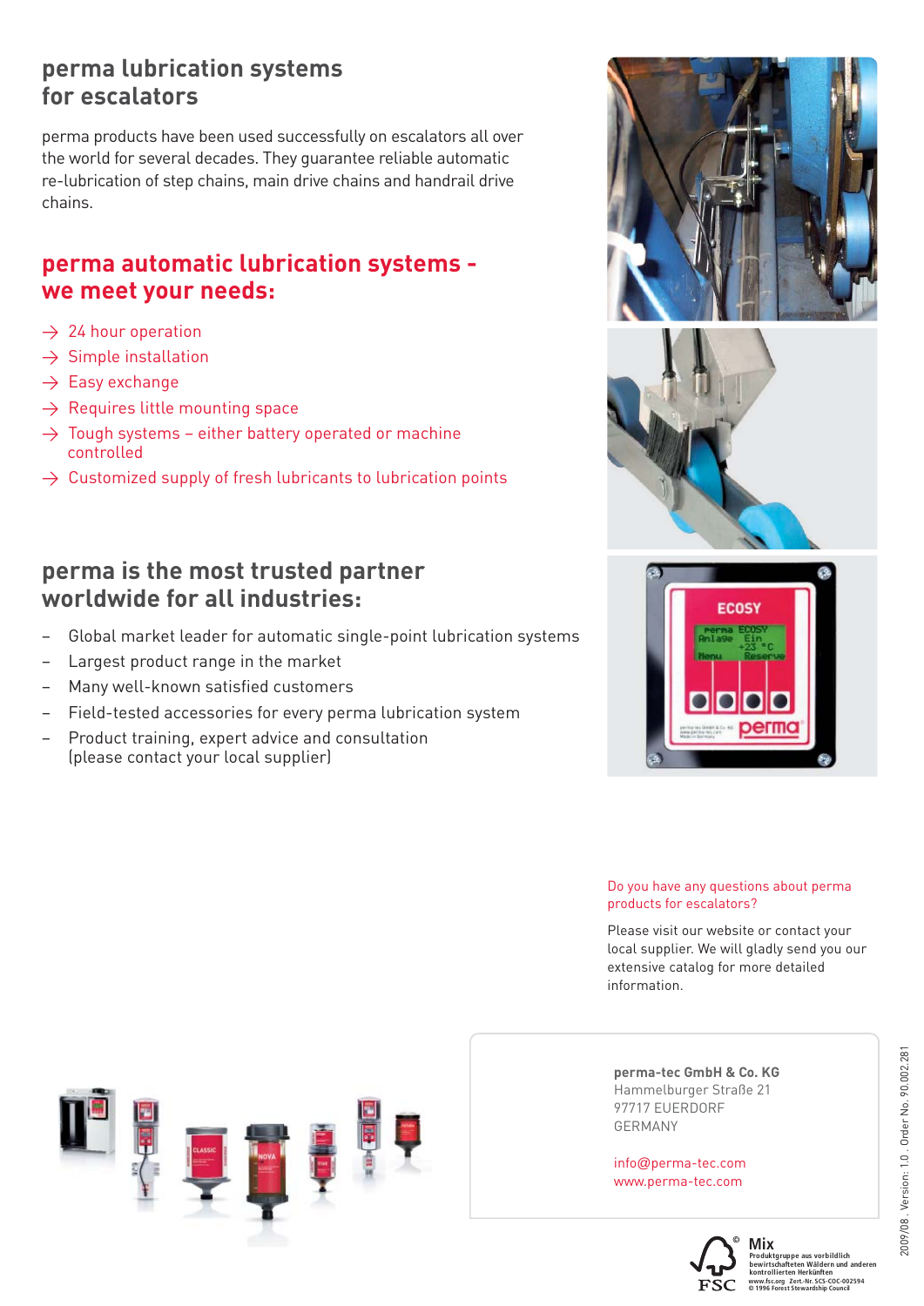## perma lubrication systems for escalators

perma products have been used successfully on escalators all over the world for several decades. They guarantee reliable automatic re-lubrication of step chains, main drive chains and handrail drive chains.

## perma automatic lubrication systems - we meet your needs:

- → 24 hour operation
- → Simple installation
- → Easy exchange
- → Requires little mounting space
- → Tough systems – either battery operated or machine controlled
- → Customized supply of fresh lubricants to lubrication points

## perma is the most trusted partner worldwide for all industries:

- Global market leader for automatic single-point lubrication systems
- Largest product range in the market
- Many well-known satisfied customers
- Field-tested accessories for every perma lubrication system
- Product training, expert advice and consultation (please contact your local supplier)

Do you have any questions about perma products for escalators?

Please visit our website or contact your local supplier. We will gladly send you our extensive catalog for more detailed information.

**perma-tec GmbH & Co. KG**
Hammelburger Straße 21
97717 EUERDORF
GERMANY

info@perma-tec.com
www.perma-tec.com

Mix
Produktgruppe aus vorbildlich bewirtschafteten Wäldern und anderen kontrollierten Herkünften
www.fsc.org Zert.-Nr. SCS-COC-002594
© 1996 Forest Stewardship Council

2009/08 . Version: 1.0 . Order No. 90.002.281